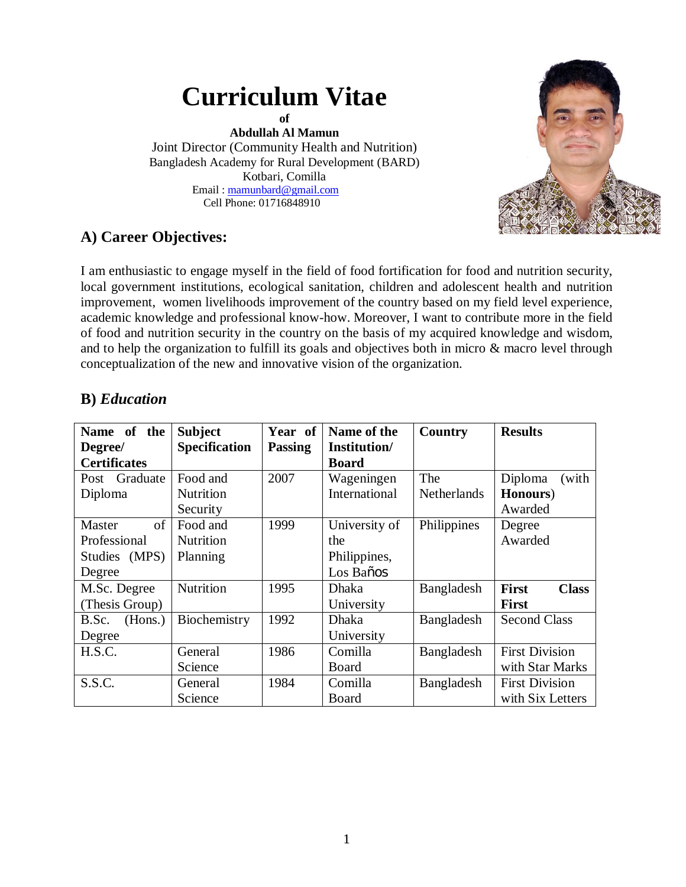# Curriculum Vitae

**of**

**Abdullah Al Mamun**

Joint Director (Community Health and Nutrition)
Bangladesh Academy for Rural Development (BARD)
Kotbari, Comilla
Email : mamunbard@gmail.com
Cell Phone: 01716848910

## A) Career Objectives:

I am enthusiastic to engage myself in the field of food fortification for food and nutrition security, local government institutions, ecological sanitation, children and adolescent health and nutrition improvement, women livelihoods improvement of the country based on my field level experience, academic knowledge and professional know-how. Moreover, I want to contribute more in the field of food and nutrition security in the country on the basis of my acquired knowledge and wisdom, and to help the organization to fulfill its goals and objectives both in micro & macro level through conceptualization of the new and innovative vision of the organization.

## B) *Education*

| Name of the Degree/ Certificates | Subject Specification | Year of Passing | Name of the Institution/ Board | Country | Results |
|---|---|---|---|---|---|
| Post Graduate Diploma | Food and Nutrition Security | 2007 | Wageningen International | The Netherlands | Diploma (with **Honours**) Awarded |
| Master of Professional Studies (MPS) Degree | Food and Nutrition Planning | 1999 | University of the Philippines, Los Baños | Philippines | Degree Awarded |
| M.Sc. Degree (Thesis Group) | Nutrition | 1995 | Dhaka University | Bangladesh | **First Class First** |
| B.Sc. (Hons.) Degree | Biochemistry | 1992 | Dhaka University | Bangladesh | Second Class |
| H.S.C. | General Science | 1986 | Comilla Board | Bangladesh | First Division with Star Marks |
| S.S.C. | General Science | 1984 | Comilla Board | Bangladesh | First Division with Six Letters |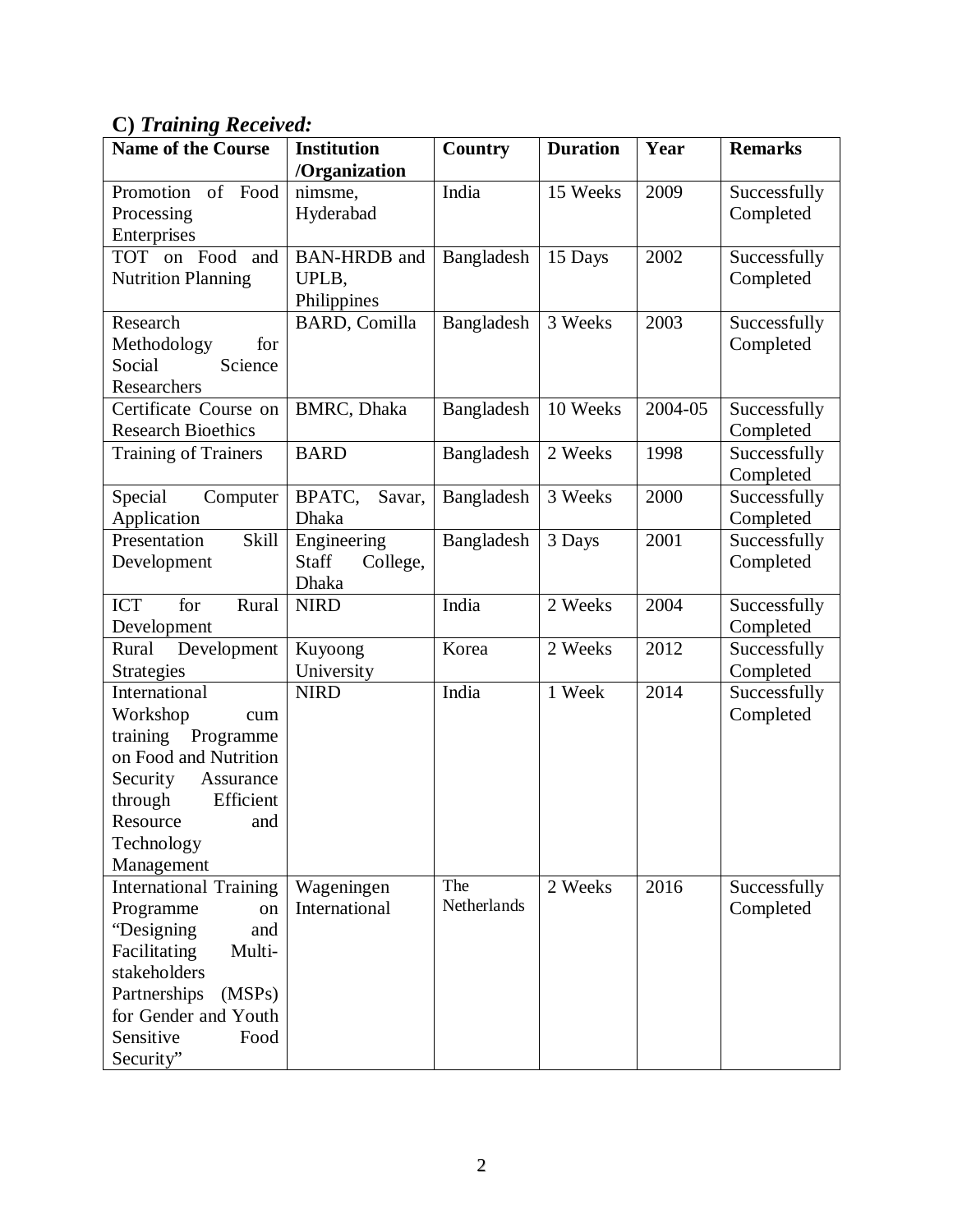## C) *Training Received:*

| Name of the Course | Institution /Organization | Country | Duration | Year | Remarks |
|---|---|---|---|---|---|
| Promotion of Food Processing Enterprises | nimsme, Hyderabad | India | 15 Weeks | 2009 | Successfully Completed |
| TOT on Food and Nutrition Planning | BAN-HRDB and UPLB, Philippines | Bangladesh | 15 Days | 2002 | Successfully Completed |
| Research Methodology for Social Science Researchers | BARD, Comilla | Bangladesh | 3 Weeks | 2003 | Successfully Completed |
| Certificate Course on Research Bioethics | BMRC, Dhaka | Bangladesh | 10 Weeks | 2004-05 | Successfully Completed |
| Training of Trainers | BARD | Bangladesh | 2 Weeks | 1998 | Successfully Completed |
| Special Computer Application | BPATC, Savar, Dhaka | Bangladesh | 3 Weeks | 2000 | Successfully Completed |
| Presentation Skill Development | Engineering Staff College, Dhaka | Bangladesh | 3 Days | 2001 | Successfully Completed |
| ICT for Rural Development | NIRD | India | 2 Weeks | 2004 | Successfully Completed |
| Rural Development Strategies | Kuyoong University | Korea | 2 Weeks | 2012 | Successfully Completed |
| International Workshop cum training Programme on Food and Nutrition Security Assurance through Efficient Resource and Technology Management | NIRD | India | 1 Week | 2014 | Successfully Completed |
| International Training Programme on "Designing and Facilitating Multi-stakeholders Partnerships (MSPs) for Gender and Youth Sensitive Food Security" | Wageningen International | The Netherlands | 2 Weeks | 2016 | Successfully Completed |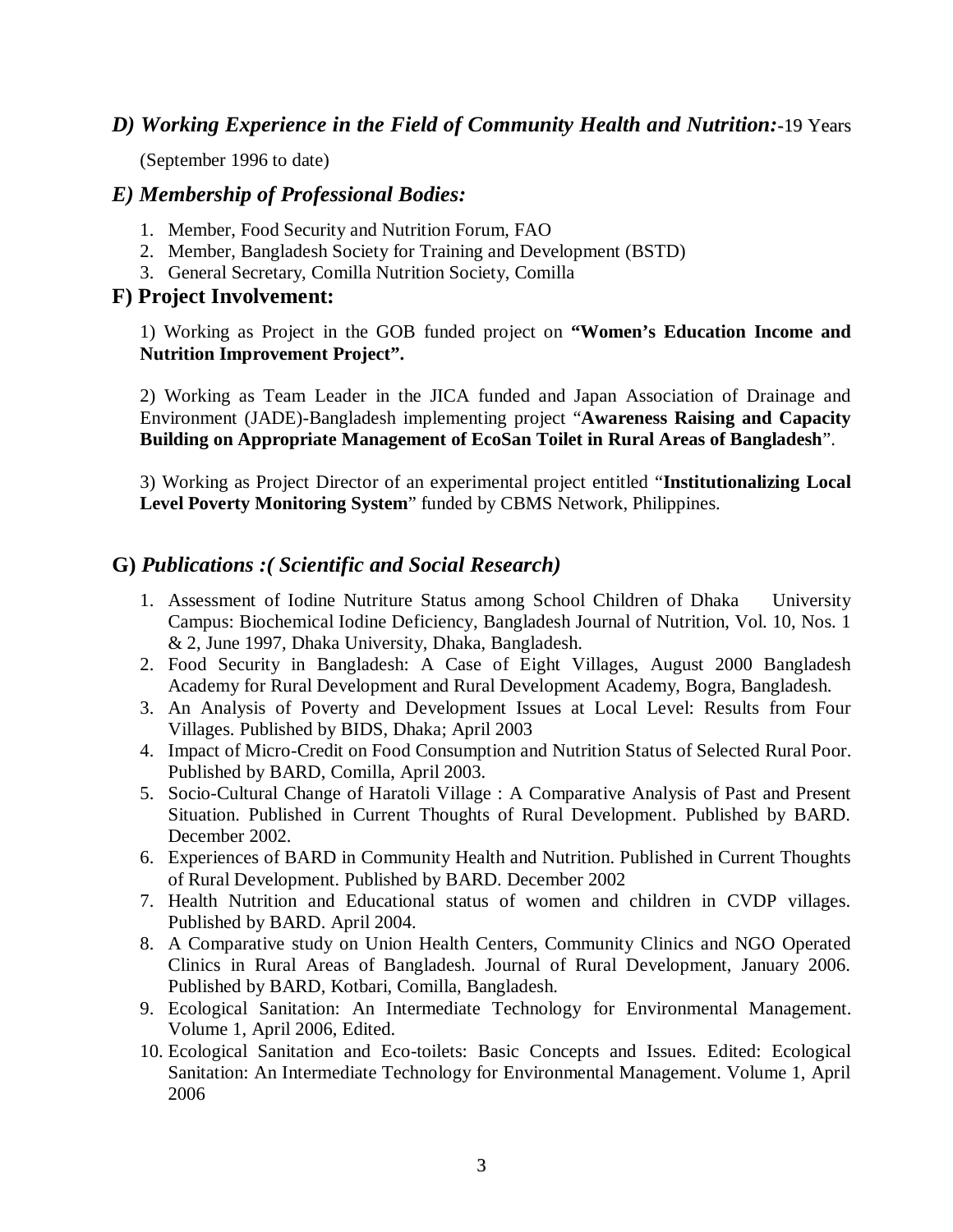### *D) Working Experience in the Field of Community Health and Nutrition:*-19 Years

(September 1996 to date)

### *E) Membership of Professional Bodies:*

1. Member, Food Security and Nutrition Forum, FAO
2. Member, Bangladesh Society for Training and Development (BSTD)
3. General Secretary, Comilla Nutrition Society, Comilla

### F) Project Involvement:

1) Working as Project in the GOB funded project on **"Women's Education Income and Nutrition Improvement Project".**

2) Working as Team Leader in the JICA funded and Japan Association of Drainage and Environment (JADE)-Bangladesh implementing project "**Awareness Raising and Capacity Building on Appropriate Management of EcoSan Toilet in Rural Areas of Bangladesh**".

3) Working as Project Director of an experimental project entitled "**Institutionalizing Local Level Poverty Monitoring System**" funded by CBMS Network, Philippines.

### G) *Publications :( Scientific and Social Research)*

1. Assessment of Iodine Nutriture Status among School Children of Dhaka University Campus: Biochemical Iodine Deficiency, Bangladesh Journal of Nutrition, Vol. 10, Nos. 1 & 2, June 1997, Dhaka University, Dhaka, Bangladesh.
2. Food Security in Bangladesh: A Case of Eight Villages, August 2000 Bangladesh Academy for Rural Development and Rural Development Academy, Bogra, Bangladesh.
3. An Analysis of Poverty and Development Issues at Local Level: Results from Four Villages. Published by BIDS, Dhaka; April 2003
4. Impact of Micro-Credit on Food Consumption and Nutrition Status of Selected Rural Poor. Published by BARD, Comilla, April 2003.
5. Socio-Cultural Change of Haratoli Village : A Comparative Analysis of Past and Present Situation. Published in Current Thoughts of Rural Development. Published by BARD. December 2002.
6. Experiences of BARD in Community Health and Nutrition. Published in Current Thoughts of Rural Development. Published by BARD. December 2002
7. Health Nutrition and Educational status of women and children in CVDP villages. Published by BARD. April 2004.
8. A Comparative study on Union Health Centers, Community Clinics and NGO Operated Clinics in Rural Areas of Bangladesh. Journal of Rural Development, January 2006. Published by BARD, Kotbari, Comilla, Bangladesh.
9. Ecological Sanitation: An Intermediate Technology for Environmental Management. Volume 1, April 2006, Edited.
10. Ecological Sanitation and Eco-toilets: Basic Concepts and Issues. Edited: Ecological Sanitation: An Intermediate Technology for Environmental Management. Volume 1, April 2006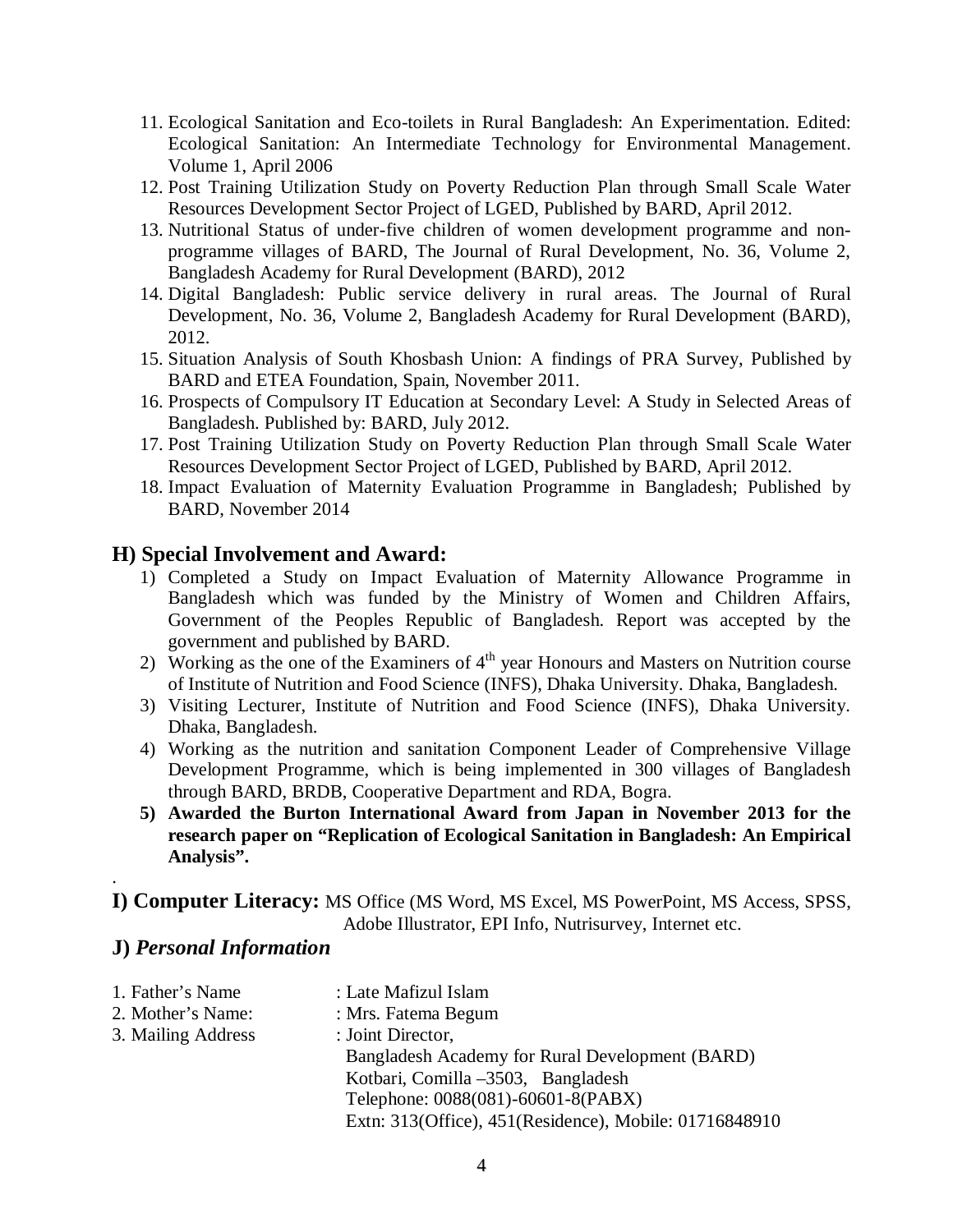11. Ecological Sanitation and Eco-toilets in Rural Bangladesh: An Experimentation. Edited: Ecological Sanitation: An Intermediate Technology for Environmental Management. Volume 1, April 2006
12. Post Training Utilization Study on Poverty Reduction Plan through Small Scale Water Resources Development Sector Project of LGED, Published by BARD, April 2012.
13. Nutritional Status of under-five children of women development programme and non-programme villages of BARD, The Journal of Rural Development, No. 36, Volume 2, Bangladesh Academy for Rural Development (BARD), 2012
14. Digital Bangladesh: Public service delivery in rural areas. The Journal of Rural Development, No. 36, Volume 2, Bangladesh Academy for Rural Development (BARD), 2012.
15. Situation Analysis of South Khosbash Union: A findings of PRA Survey, Published by BARD and ETEA Foundation, Spain, November 2011.
16. Prospects of Compulsory IT Education at Secondary Level: A Study in Selected Areas of Bangladesh. Published by: BARD, July 2012.
17. Post Training Utilization Study on Poverty Reduction Plan through Small Scale Water Resources Development Sector Project of LGED, Published by BARD, April 2012.
18. Impact Evaluation of Maternity Evaluation Programme in Bangladesh; Published by BARD, November 2014

## H) Special Involvement and Award:

1) Completed a Study on Impact Evaluation of Maternity Allowance Programme in Bangladesh which was funded by the Ministry of Women and Children Affairs, Government of the Peoples Republic of Bangladesh. Report was accepted by the government and published by BARD.
2) Working as the one of the Examiners of 4th year Honours and Masters on Nutrition course of Institute of Nutrition and Food Science (INFS), Dhaka University. Dhaka, Bangladesh.
3) Visiting Lecturer, Institute of Nutrition and Food Science (INFS), Dhaka University. Dhaka, Bangladesh.
4) Working as the nutrition and sanitation Component Leader of Comprehensive Village Development Programme, which is being implemented in 300 villages of Bangladesh through BARD, BRDB, Cooperative Department and RDA, Bogra.
5) **Awarded the Burton International Award from Japan in November 2013 for the research paper on "Replication of Ecological Sanitation in Bangladesh: An Empirical Analysis".**

.

**I) Computer Literacy:** MS Office (MS Word, MS Excel, MS PowerPoint, MS Access, SPSS, Adobe Illustrator, EPI Info, Nutrisurvey, Internet etc.

## J) *Personal Information*

1. Father's Name : Late Mafizul Islam
2. Mother's Name: : Mrs. Fatema Begum
3. Mailing Address : Joint Director,
   Bangladesh Academy for Rural Development (BARD)
   Kotbari, Comilla –3503, Bangladesh
   Telephone: 0088(081)-60601-8(PABX)
   Extn: 313(Office), 451(Residence), Mobile: 01716848910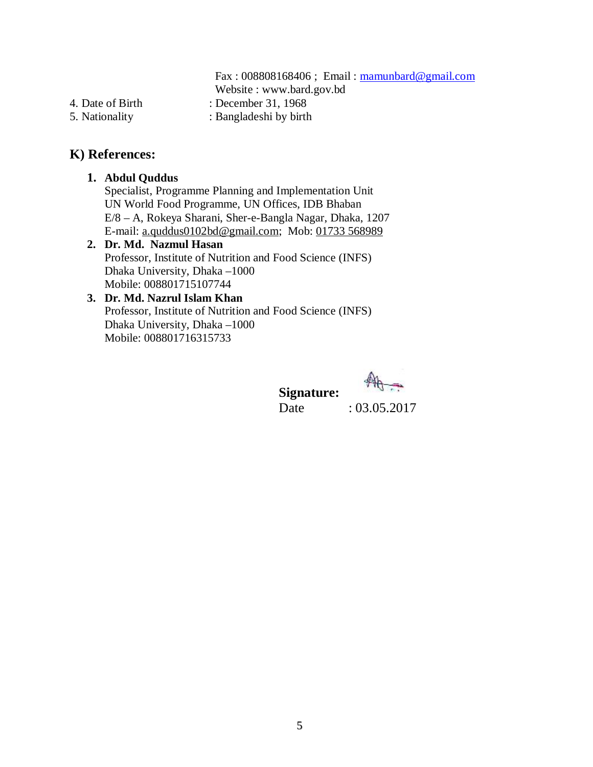Fax : 008808168406 ; Email : mamunbard@gmail.com
Website : www.bard.gov.bd

4. Date of Birth : December 31, 1968
5. Nationality : Bangladeshi by birth

## K) References:

1. **Abdul Quddus**
   Specialist, Programme Planning and Implementation Unit
   UN World Food Programme, UN Offices, IDB Bhaban
   E/8 – A, Rokeya Sharani, Sher-e-Bangla Nagar, Dhaka, 1207
   E-mail: a.quddus0102bd@gmail.com; Mob: 01733 568989
2. **Dr. Md. Nazmul Hasan**
   Professor, Institute of Nutrition and Food Science (INFS)
   Dhaka University, Dhaka –1000
   Mobile: 008801715107744
3. **Dr. Md. Nazrul Islam Khan**
   Professor, Institute of Nutrition and Food Science (INFS)
   Dhaka University, Dhaka –1000
   Mobile: 008801716315733

**Signature:**
Date : 03.05.2017